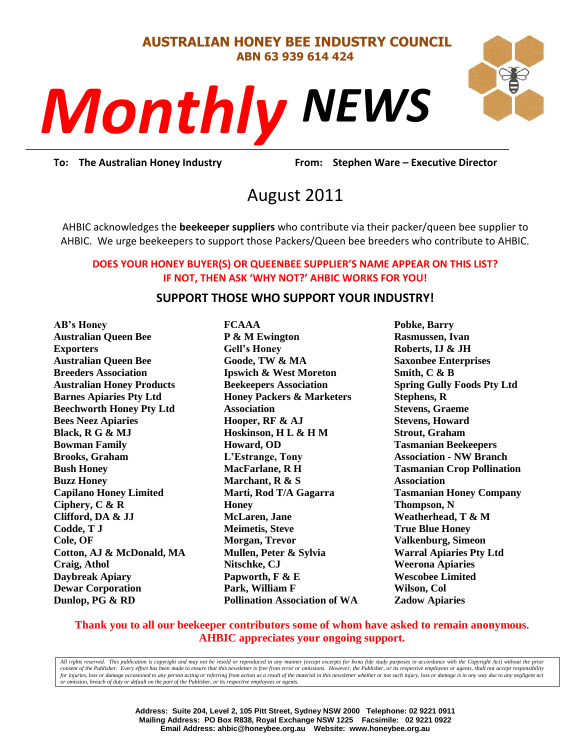**AUSTRALIAN HONEY BEE INDUSTRY COUNCIL**
**ABN 63 939 614 424**

# *Monthly NEWS*

**To: The Australian Honey Industry** **From: Stephen Ware – Executive Director**

## August 2011

AHBIC acknowledges the **beekeeper suppliers** who contribute via their packer/queen bee supplier to AHBIC. We urge beekeepers to support those Packers/Queen bee breeders who contribute to AHBIC.

**DOES YOUR HONEY BUYER(S) OR QUEENBEE SUPPLIER'S NAME APPEAR ON THIS LIST? IF NOT, THEN ASK 'WHY NOT?' AHBIC WORKS FOR YOU!**

### SUPPORT THOSE WHO SUPPORT YOUR INDUSTRY!

**AB's Honey**
**Australian Queen Bee Exporters**
**Australian Queen Bee Breeders Association**
**Australian Honey Products**
**Barnes Apiaries Pty Ltd**
**Beechworth Honey Pty Ltd**
**Bees Neez Apiaries**
**Black, R G & MJ**
**Bowman Family**
**Brooks, Graham**
**Bush Honey**
**Buzz Honey**
**Capilano Honey Limited**
**Ciphery, C & R**
**Clifford, DA & JJ**
**Codde, T J**
**Cole, OF**
**Cotton, AJ & McDonald, MA**
**Craig, Athol**
**Daybreak Apiary**
**Dewar Corporation**
**Dunlop, PG & RD**
**FCAAA**
**P & M Ewington**
**Gell's Honey**
**Goode, TW & MA**
**Ipswich & West Moreton Beekeepers Association**
**Honey Packers & Marketers Association**
**Hooper, RF & AJ**
**Hoskinson, H L & H M**
**Howard, OD**
**L'Estrange, Tony**
**MacFarlane, R H**
**Marchant, R & S**
**Marti, Rod T/A Gagarra Honey**
**McLaren, Jane**
**Meimetis, Steve**
**Morgan, Trevor**
**Mullen, Peter & Sylvia**
**Nitschke, CJ**
**Papworth, F & E**
**Park, William F**
**Pollination Association of WA**
**Pobke, Barry**
**Rasmussen, Ivan**
**Roberts, IJ & JH**
**Saxonbee Enterprises**
**Smith, C & B**
**Spring Gully Foods Pty Ltd**
**Stephens, R**
**Stevens, Graeme**
**Stevens, Howard**
**Strout, Graham**
**Tasmanian Beekeepers Association - NW Branch**
**Tasmanian Crop Pollination Association**
**Tasmanian Honey Company**
**Thompson, N**
**Weatherhead, T & M**
**True Blue Honey**
**Valkenburg, Simeon**
**Warral Apiaries Pty Ltd**
**Weerona Apiaries**
**Wescobee Limited**
**Wilson, Col**
**Zadow Apiaries**

**Thank you to all our beekeeper contributors some of whom have asked to remain anonymous. AHBIC appreciates your ongoing support.**

*All rights reserved. This publication is copyright and may not be resold or reproduced in any manner (except excerpts for bona fide study purposes in accordance with the Copyright Act) without the prior consent of the Publisher. Every effort has been made to ensure that this newsletter is free from error or omissions. However, the Publisher, or its respective employees or agents, shall not accept responsibility for injuries, loss or damage occasioned to any person acting or referring from action as a result of the material in this newsletter whether or not such injury, loss or damage is in any way due to any negligent act or omission, breach of duty or default on the part of the Publisher, or its respective employees or agents.*

**Address: Suite 204, Level 2, 105 Pitt Street, Sydney NSW 2000 Telephone: 02 9221 0911**
**Mailing Address: PO Box R838, Royal Exchange NSW 1225 Facsimile: 02 9221 0922**
**Email Address: ahbic@honeybee.org.au Website: www.honeybee.org.au**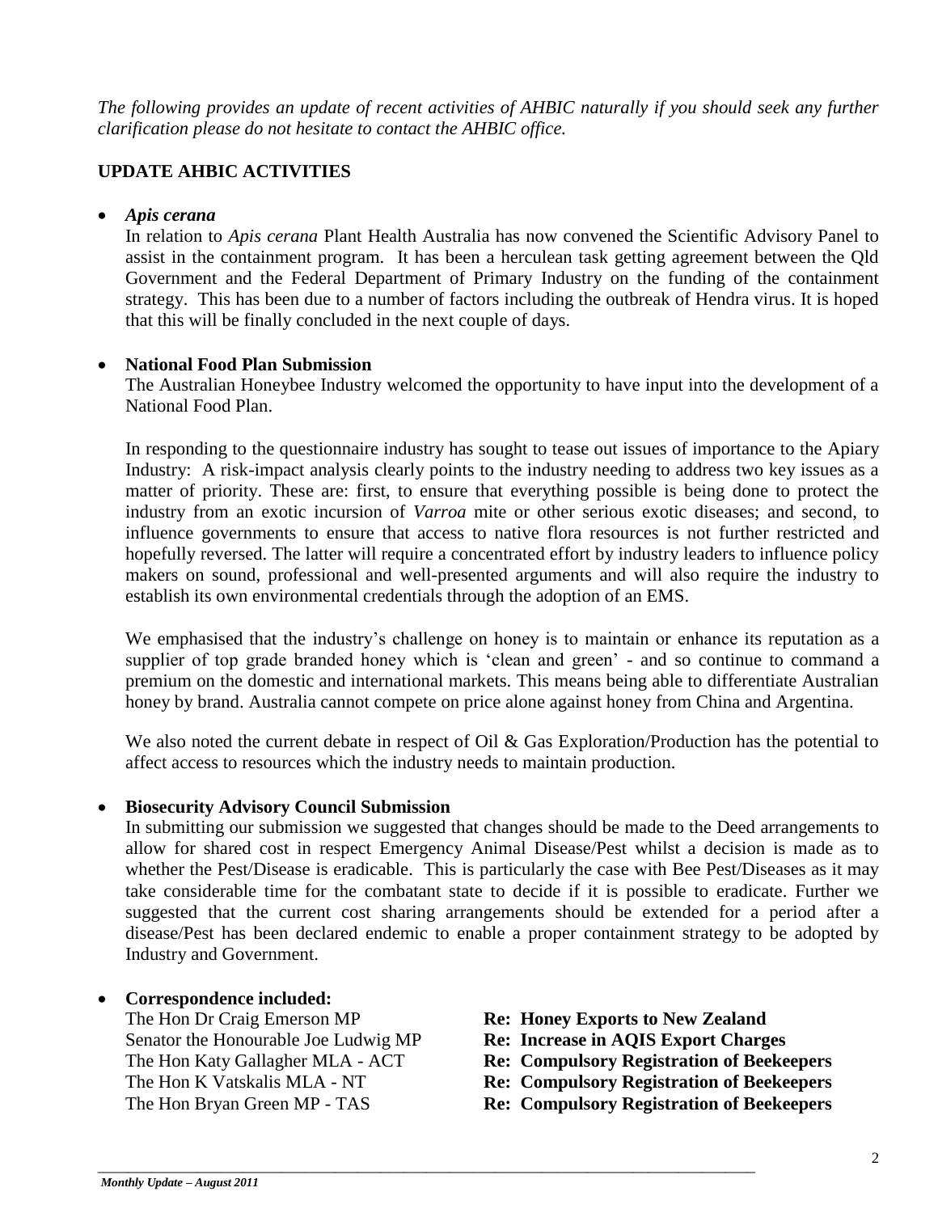*The following provides an update of recent activities of AHBIC naturally if you should seek any further clarification please do not hesitate to contact the AHBIC office.*

## UPDATE AHBIC ACTIVITIES

- ***Apis cerana***

  In relation to *Apis cerana* Plant Health Australia has now convened the Scientific Advisory Panel to assist in the containment program. It has been a herculean task getting agreement between the Qld Government and the Federal Department of Primary Industry on the funding of the containment strategy. This has been due to a number of factors including the outbreak of Hendra virus. It is hoped that this will be finally concluded in the next couple of days.

- **National Food Plan Submission**

  The Australian Honeybee Industry welcomed the opportunity to have input into the development of a National Food Plan.

  In responding to the questionnaire industry has sought to tease out issues of importance to the Apiary Industry: A risk-impact analysis clearly points to the industry needing to address two key issues as a matter of priority. These are: first, to ensure that everything possible is being done to protect the industry from an exotic incursion of *Varroa* mite or other serious exotic diseases; and second, to influence governments to ensure that access to native flora resources is not further restricted and hopefully reversed. The latter will require a concentrated effort by industry leaders to influence policy makers on sound, professional and well-presented arguments and will also require the industry to establish its own environmental credentials through the adoption of an EMS.

  We emphasised that the industry's challenge on honey is to maintain or enhance its reputation as a supplier of top grade branded honey which is 'clean and green' - and so continue to command a premium on the domestic and international markets. This means being able to differentiate Australian honey by brand. Australia cannot compete on price alone against honey from China and Argentina.

  We also noted the current debate in respect of Oil & Gas Exploration/Production has the potential to affect access to resources which the industry needs to maintain production.

- **Biosecurity Advisory Council Submission**

  In submitting our submission we suggested that changes should be made to the Deed arrangements to allow for shared cost in respect Emergency Animal Disease/Pest whilst a decision is made as to whether the Pest/Disease is eradicable. This is particularly the case with Bee Pest/Diseases as it may take considerable time for the combatant state to decide if it is possible to eradicate. Further we suggested that the current cost sharing arrangements should be extended for a period after a disease/Pest has been declared endemic to enable a proper containment strategy to be adopted by Industry and Government.

- **Correspondence included:**

  | | |
  |---|---|
  | The Hon Dr Craig Emerson MP | **Re: Honey Exports to New Zealand** |
  | Senator the Honourable Joe Ludwig MP | **Re: Increase in AQIS Export Charges** |
  | The Hon Katy Gallagher MLA - ACT | **Re: Compulsory Registration of Beekeepers** |
  | The Hon K Vatskalis MLA - NT | **Re: Compulsory Registration of Beekeepers** |
  | The Hon Bryan Green MP - TAS | **Re: Compulsory Registration of Beekeepers** |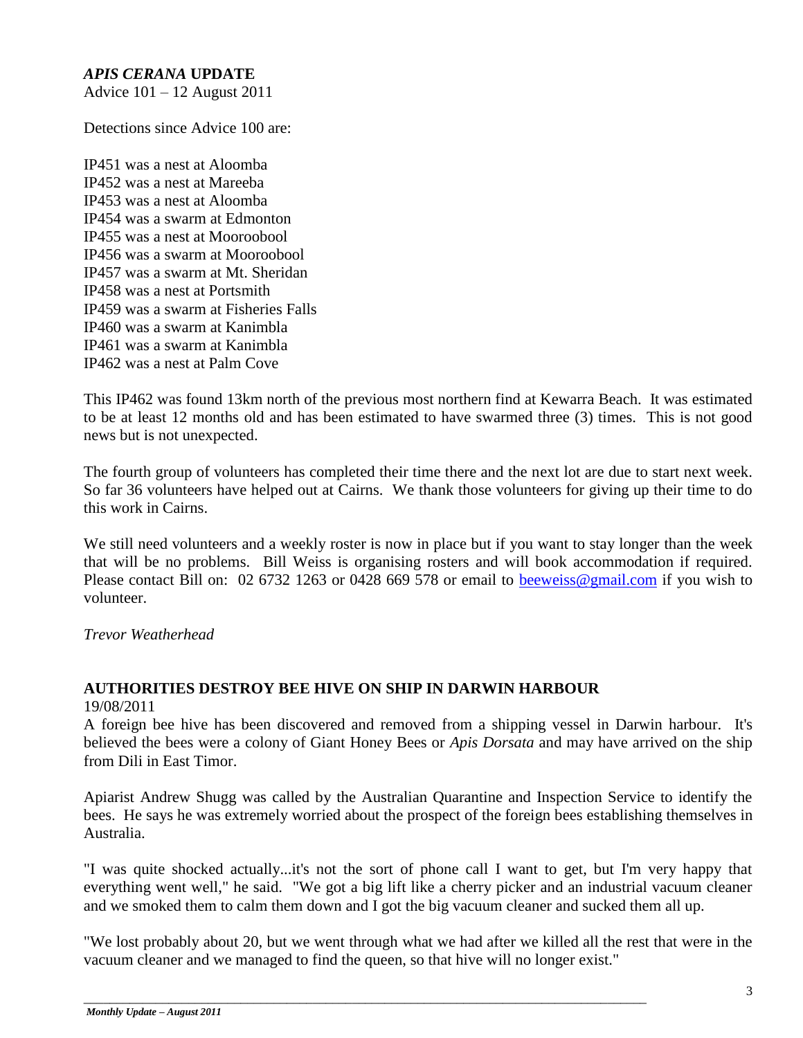## *APIS CERANA* UPDATE

Advice 101 – 12 August 2011

Detections since Advice 100 are:

IP451 was a nest at Aloomba
IP452 was a nest at Mareeba
IP453 was a nest at Aloomba
IP454 was a swarm at Edmonton
IP455 was a nest at Mooroobool
IP456 was a swarm at Mooroobool
IP457 was a swarm at Mt. Sheridan
IP458 was a nest at Portsmith
IP459 was a swarm at Fisheries Falls
IP460 was a swarm at Kanimbla
IP461 was a swarm at Kanimbla
IP462 was a nest at Palm Cove

This IP462 was found 13km north of the previous most northern find at Kewarra Beach. It was estimated to be at least 12 months old and has been estimated to have swarmed three (3) times. This is not good news but is not unexpected.

The fourth group of volunteers has completed their time there and the next lot are due to start next week. So far 36 volunteers have helped out at Cairns. We thank those volunteers for giving up their time to do this work in Cairns.

We still need volunteers and a weekly roster is now in place but if you want to stay longer than the week that will be no problems. Bill Weiss is organising rosters and will book accommodation if required. Please contact Bill on: 02 6732 1263 or 0428 669 578 or email to beeweiss@gmail.com if you wish to volunteer.

*Trevor Weatherhead*

## AUTHORITIES DESTROY BEE HIVE ON SHIP IN DARWIN HARBOUR

19/08/2011

A foreign bee hive has been discovered and removed from a shipping vessel in Darwin harbour. It's believed the bees were a colony of Giant Honey Bees or *Apis Dorsata* and may have arrived on the ship from Dili in East Timor.

Apiarist Andrew Shugg was called by the Australian Quarantine and Inspection Service to identify the bees. He says he was extremely worried about the prospect of the foreign bees establishing themselves in Australia.

"I was quite shocked actually...it's not the sort of phone call I want to get, but I'm very happy that everything went well," he said. "We got a big lift like a cherry picker and an industrial vacuum cleaner and we smoked them to calm them down and I got the big vacuum cleaner and sucked them all up.

"We lost probably about 20, but we went through what we had after we killed all the rest that were in the vacuum cleaner and we managed to find the queen, so that hive will no longer exist."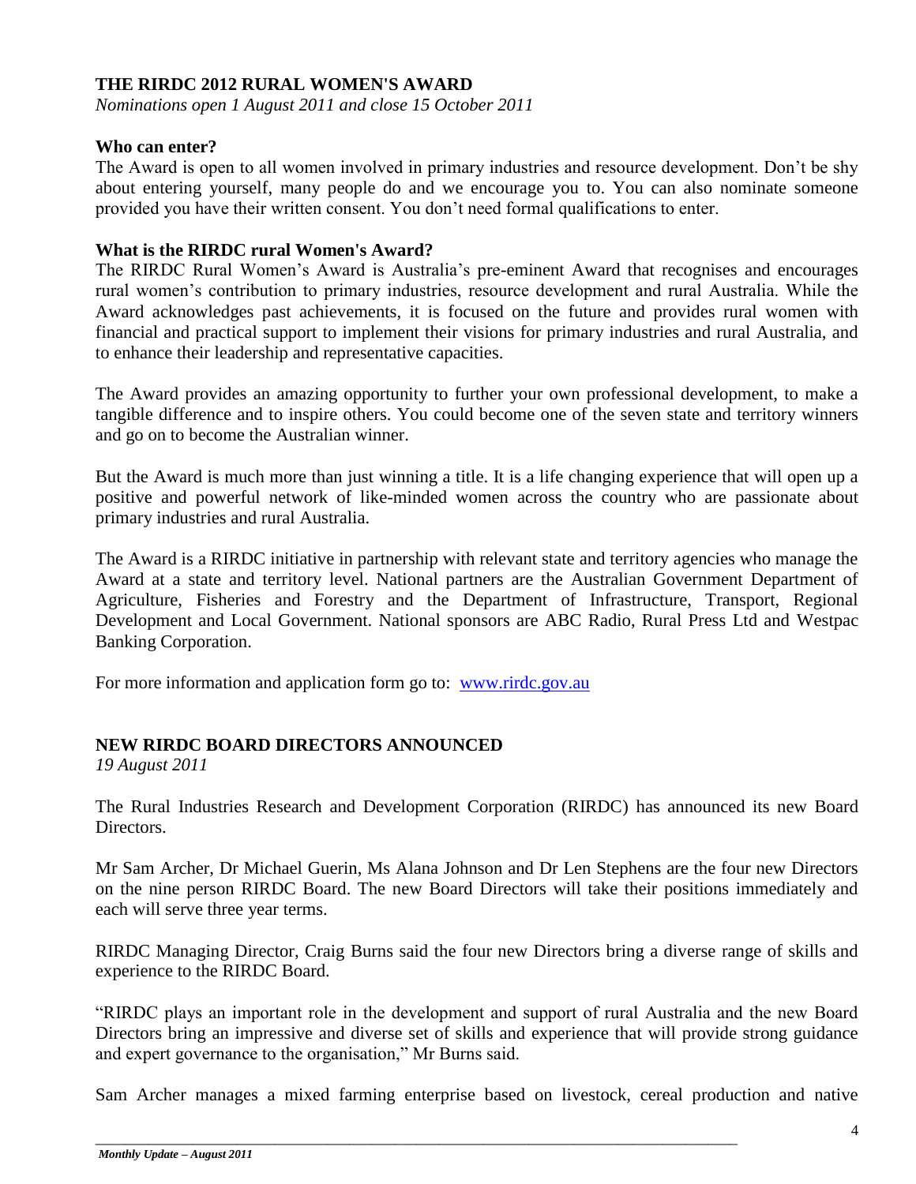## THE RIRDC 2012 RURAL WOMEN'S AWARD

*Nominations open 1 August 2011 and close 15 October 2011*

### Who can enter?

The Award is open to all women involved in primary industries and resource development. Don't be shy about entering yourself, many people do and we encourage you to. You can also nominate someone provided you have their written consent. You don't need formal qualifications to enter.

### What is the RIRDC rural Women's Award?

The RIRDC Rural Women's Award is Australia's pre-eminent Award that recognises and encourages rural women's contribution to primary industries, resource development and rural Australia. While the Award acknowledges past achievements, it is focused on the future and provides rural women with financial and practical support to implement their visions for primary industries and rural Australia, and to enhance their leadership and representative capacities.

The Award provides an amazing opportunity to further your own professional development, to make a tangible difference and to inspire others. You could become one of the seven state and territory winners and go on to become the Australian winner.

But the Award is much more than just winning a title. It is a life changing experience that will open up a positive and powerful network of like-minded women across the country who are passionate about primary industries and rural Australia.

The Award is a RIRDC initiative in partnership with relevant state and territory agencies who manage the Award at a state and territory level. National partners are the Australian Government Department of Agriculture, Fisheries and Forestry and the Department of Infrastructure, Transport, Regional Development and Local Government. National sponsors are ABC Radio, Rural Press Ltd and Westpac Banking Corporation.

For more information and application form go to: [www.rirdc.gov.au](http://www.rirdc.gov.au)

## NEW RIRDC BOARD DIRECTORS ANNOUNCED

*19 August 2011*

The Rural Industries Research and Development Corporation (RIRDC) has announced its new Board Directors.

Mr Sam Archer, Dr Michael Guerin, Ms Alana Johnson and Dr Len Stephens are the four new Directors on the nine person RIRDC Board. The new Board Directors will take their positions immediately and each will serve three year terms.

RIRDC Managing Director, Craig Burns said the four new Directors bring a diverse range of skills and experience to the RIRDC Board.

"RIRDC plays an important role in the development and support of rural Australia and the new Board Directors bring an impressive and diverse set of skills and experience that will provide strong guidance and expert governance to the organisation," Mr Burns said.

Sam Archer manages a mixed farming enterprise based on livestock, cereal production and native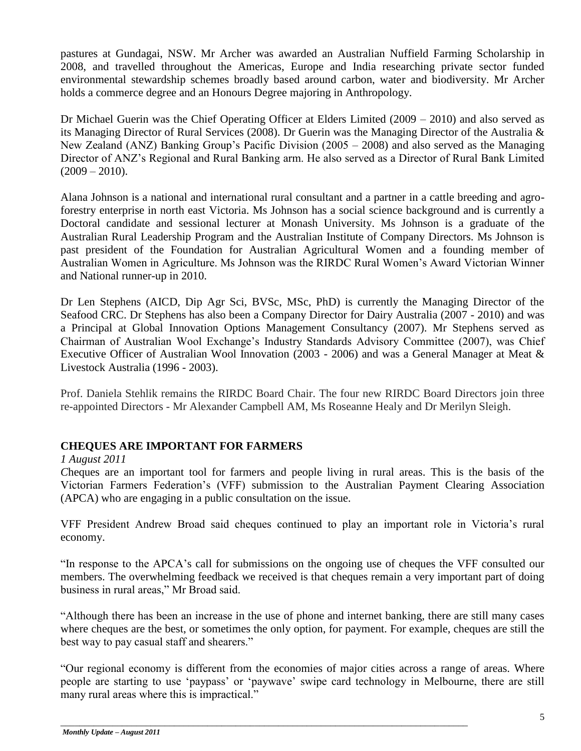pastures at Gundagai, NSW. Mr Archer was awarded an Australian Nuffield Farming Scholarship in 2008, and travelled throughout the Americas, Europe and India researching private sector funded environmental stewardship schemes broadly based around carbon, water and biodiversity. Mr Archer holds a commerce degree and an Honours Degree majoring in Anthropology.

Dr Michael Guerin was the Chief Operating Officer at Elders Limited (2009 – 2010) and also served as its Managing Director of Rural Services (2008). Dr Guerin was the Managing Director of the Australia & New Zealand (ANZ) Banking Group's Pacific Division (2005 – 2008) and also served as the Managing Director of ANZ's Regional and Rural Banking arm. He also served as a Director of Rural Bank Limited (2009 – 2010).

Alana Johnson is a national and international rural consultant and a partner in a cattle breeding and agro-forestry enterprise in north east Victoria. Ms Johnson has a social science background and is currently a Doctoral candidate and sessional lecturer at Monash University. Ms Johnson is a graduate of the Australian Rural Leadership Program and the Australian Institute of Company Directors. Ms Johnson is past president of the Foundation for Australian Agricultural Women and a founding member of Australian Women in Agriculture. Ms Johnson was the RIRDC Rural Women's Award Victorian Winner and National runner-up in 2010.

Dr Len Stephens (AICD, Dip Agr Sci, BVSc, MSc, PhD) is currently the Managing Director of the Seafood CRC. Dr Stephens has also been a Company Director for Dairy Australia (2007 - 2010) and was a Principal at Global Innovation Options Management Consultancy (2007). Mr Stephens served as Chairman of Australian Wool Exchange's Industry Standards Advisory Committee (2007), was Chief Executive Officer of Australian Wool Innovation (2003 - 2006) and was a General Manager at Meat & Livestock Australia (1996 - 2003).

Prof. Daniela Stehlik remains the RIRDC Board Chair. The four new RIRDC Board Directors join three re-appointed Directors - Mr Alexander Campbell AM, Ms Roseanne Healy and Dr Merilyn Sleigh.

## CHEQUES ARE IMPORTANT FOR FARMERS

*1 August 2011*

Cheques are an important tool for farmers and people living in rural areas. This is the basis of the Victorian Farmers Federation's (VFF) submission to the Australian Payment Clearing Association (APCA) who are engaging in a public consultation on the issue.

VFF President Andrew Broad said cheques continued to play an important role in Victoria's rural economy.

"In response to the APCA's call for submissions on the ongoing use of cheques the VFF consulted our members. The overwhelming feedback we received is that cheques remain a very important part of doing business in rural areas," Mr Broad said.

"Although there has been an increase in the use of phone and internet banking, there are still many cases where cheques are the best, or sometimes the only option, for payment. For example, cheques are still the best way to pay casual staff and shearers."

"Our regional economy is different from the economies of major cities across a range of areas. Where people are starting to use 'paypass' or 'paywave' swipe card technology in Melbourne, there are still many rural areas where this is impractical."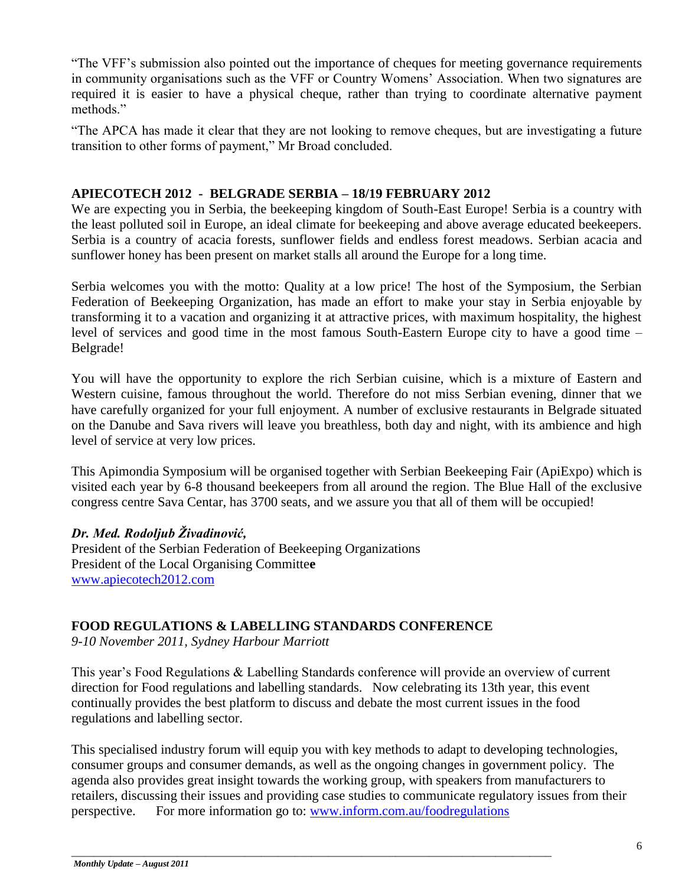"The VFF's submission also pointed out the importance of cheques for meeting governance requirements in community organisations such as the VFF or Country Womens' Association. When two signatures are required it is easier to have a physical cheque, rather than trying to coordinate alternative payment methods."

"The APCA has made it clear that they are not looking to remove cheques, but are investigating a future transition to other forms of payment," Mr Broad concluded.

## APIECOTECH 2012 - BELGRADE SERBIA – 18/19 FEBRUARY 2012

We are expecting you in Serbia, the beekeeping kingdom of South-East Europe! Serbia is a country with the least polluted soil in Europe, an ideal climate for beekeeping and above average educated beekeepers. Serbia is a country of acacia forests, sunflower fields and endless forest meadows. Serbian acacia and sunflower honey has been present on market stalls all around the Europe for a long time.

Serbia welcomes you with the motto: Quality at a low price! The host of the Symposium, the Serbian Federation of Beekeeping Organization, has made an effort to make your stay in Serbia enjoyable by transforming it to a vacation and organizing it at attractive prices, with maximum hospitality, the highest level of services and good time in the most famous South-Eastern Europe city to have a good time – Belgrade!

You will have the opportunity to explore the rich Serbian cuisine, which is a mixture of Eastern and Western cuisine, famous throughout the world. Therefore do not miss Serbian evening, dinner that we have carefully organized for your full enjoyment. A number of exclusive restaurants in Belgrade situated on the Danube and Sava rivers will leave you breathless, both day and night, with its ambience and high level of service at very low prices.

This Apimondia Symposium will be organised together with Serbian Beekeeping Fair (ApiExpo) which is visited each year by 6-8 thousand beekeepers from all around the region. The Blue Hall of the exclusive congress centre Sava Centar, has 3700 seats, and we assure you that all of them will be occupied!

***Dr. Med. Rodoljub Živadinović,***
President of the Serbian Federation of Beekeeping Organizations
President of the Local Organising Committee
www.apiecotech2012.com

## FOOD REGULATIONS & LABELLING STANDARDS CONFERENCE

*9-10 November 2011, Sydney Harbour Marriott*

This year's Food Regulations & Labelling Standards conference will provide an overview of current direction for Food regulations and labelling standards. Now celebrating its 13th year, this event continually provides the best platform to discuss and debate the most current issues in the food regulations and labelling sector.

This specialised industry forum will equip you with key methods to adapt to developing technologies, consumer groups and consumer demands, as well as the ongoing changes in government policy. The agenda also provides great insight towards the working group, with speakers from manufacturers to retailers, discussing their issues and providing case studies to communicate regulatory issues from their perspective. For more information go to: www.inform.com.au/foodregulations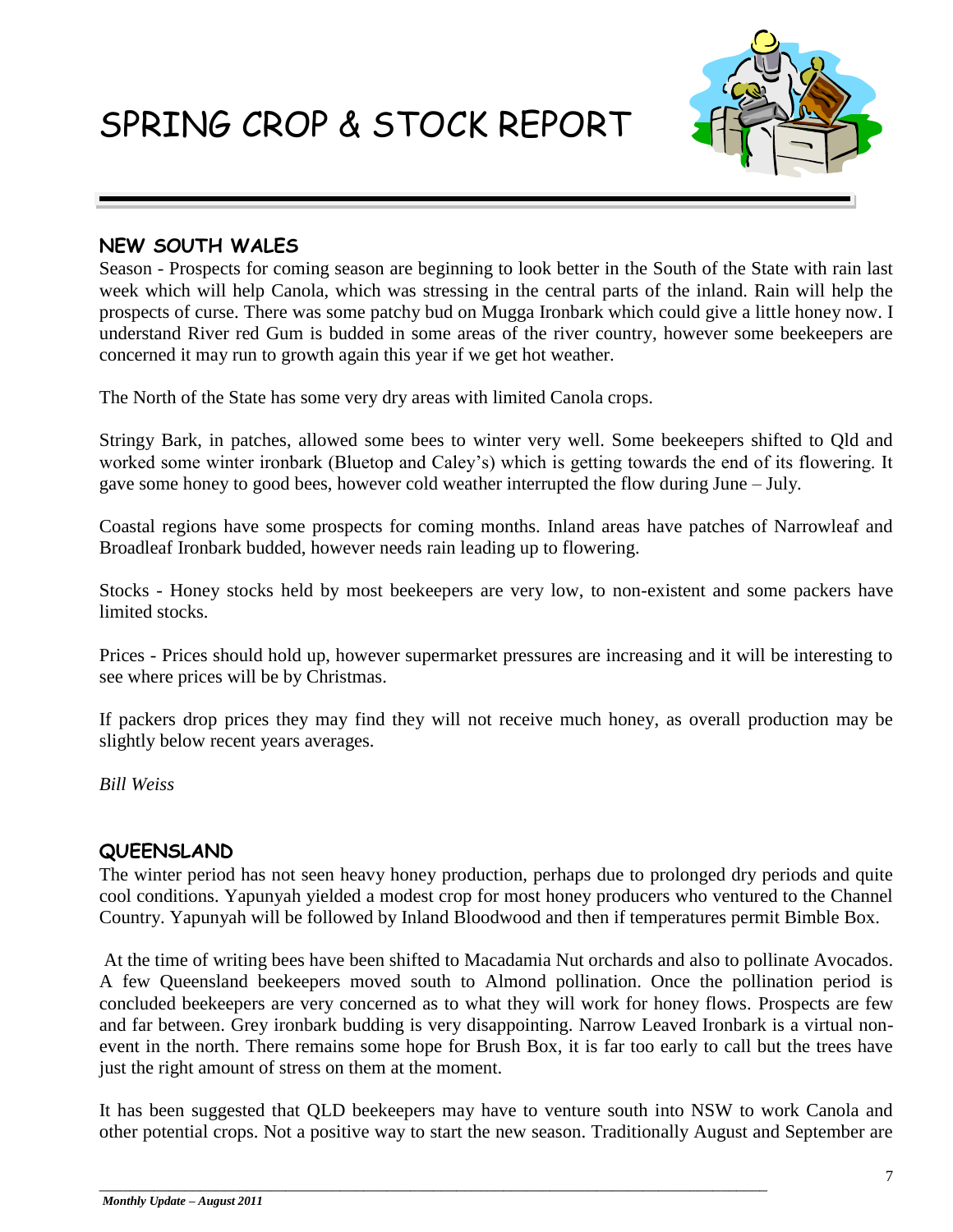# SPRING CROP & STOCK REPORT

## NEW SOUTH WALES

Season - Prospects for coming season are beginning to look better in the South of the State with rain last week which will help Canola, which was stressing in the central parts of the inland. Rain will help the prospects of curse. There was some patchy bud on Mugga Ironbark which could give a little honey now. I understand River red Gum is budded in some areas of the river country, however some beekeepers are concerned it may run to growth again this year if we get hot weather.

The North of the State has some very dry areas with limited Canola crops.

Stringy Bark, in patches, allowed some bees to winter very well. Some beekeepers shifted to Qld and worked some winter ironbark (Bluetop and Caley's) which is getting towards the end of its flowering. It gave some honey to good bees, however cold weather interrupted the flow during June – July.

Coastal regions have some prospects for coming months. Inland areas have patches of Narrowleaf and Broadleaf Ironbark budded, however needs rain leading up to flowering.

Stocks - Honey stocks held by most beekeepers are very low, to non-existent and some packers have limited stocks.

Prices - Prices should hold up, however supermarket pressures are increasing and it will be interesting to see where prices will be by Christmas.

If packers drop prices they may find they will not receive much honey, as overall production may be slightly below recent years averages.

*Bill Weiss*

## QUEENSLAND

The winter period has not seen heavy honey production, perhaps due to prolonged dry periods and quite cool conditions. Yapunyah yielded a modest crop for most honey producers who ventured to the Channel Country. Yapunyah will be followed by Inland Bloodwood and then if temperatures permit Bimble Box.

At the time of writing bees have been shifted to Macadamia Nut orchards and also to pollinate Avocados. A few Queensland beekeepers moved south to Almond pollination. Once the pollination period is concluded beekeepers are very concerned as to what they will work for honey flows. Prospects are few and far between. Grey ironbark budding is very disappointing. Narrow Leaved Ironbark is a virtual non-event in the north. There remains some hope for Brush Box, it is far too early to call but the trees have just the right amount of stress on them at the moment.

It has been suggested that QLD beekeepers may have to venture south into NSW to work Canola and other potential crops. Not a positive way to start the new season. Traditionally August and September are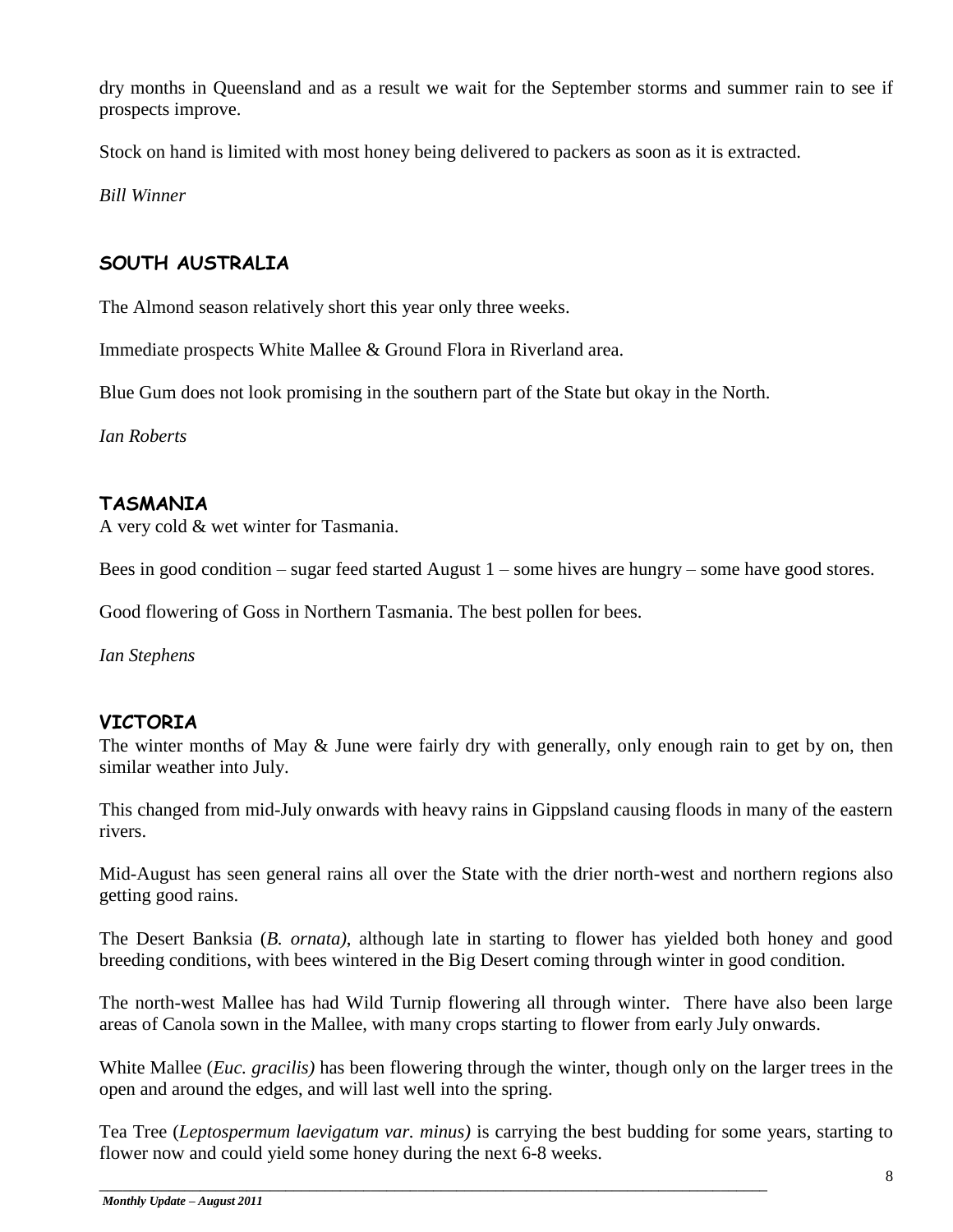dry months in Queensland and as a result we wait for the September storms and summer rain to see if prospects improve.

Stock on hand is limited with most honey being delivered to packers as soon as it is extracted.

*Bill Winner*

## SOUTH AUSTRALIA

The Almond season relatively short this year only three weeks.

Immediate prospects White Mallee & Ground Flora in Riverland area.

Blue Gum does not look promising in the southern part of the State but okay in the North.

*Ian Roberts*

## TASMANIA

A very cold & wet winter for Tasmania.

Bees in good condition – sugar feed started August 1 – some hives are hungry – some have good stores.

Good flowering of Goss in Northern Tasmania. The best pollen for bees.

*Ian Stephens*

## VICTORIA

The winter months of May & June were fairly dry with generally, only enough rain to get by on, then similar weather into July.

This changed from mid-July onwards with heavy rains in Gippsland causing floods in many of the eastern rivers.

Mid-August has seen general rains all over the State with the drier north-west and northern regions also getting good rains.

The Desert Banksia (*B. ornata)*, although late in starting to flower has yielded both honey and good breeding conditions, with bees wintered in the Big Desert coming through winter in good condition.

The north-west Mallee has had Wild Turnip flowering all through winter. There have also been large areas of Canola sown in the Mallee, with many crops starting to flower from early July onwards.

White Mallee (*Euc. gracilis)* has been flowering through the winter, though only on the larger trees in the open and around the edges, and will last well into the spring.

Tea Tree (*Leptospermum laevigatum var. minus)* is carrying the best budding for some years, starting to flower now and could yield some honey during the next 6-8 weeks.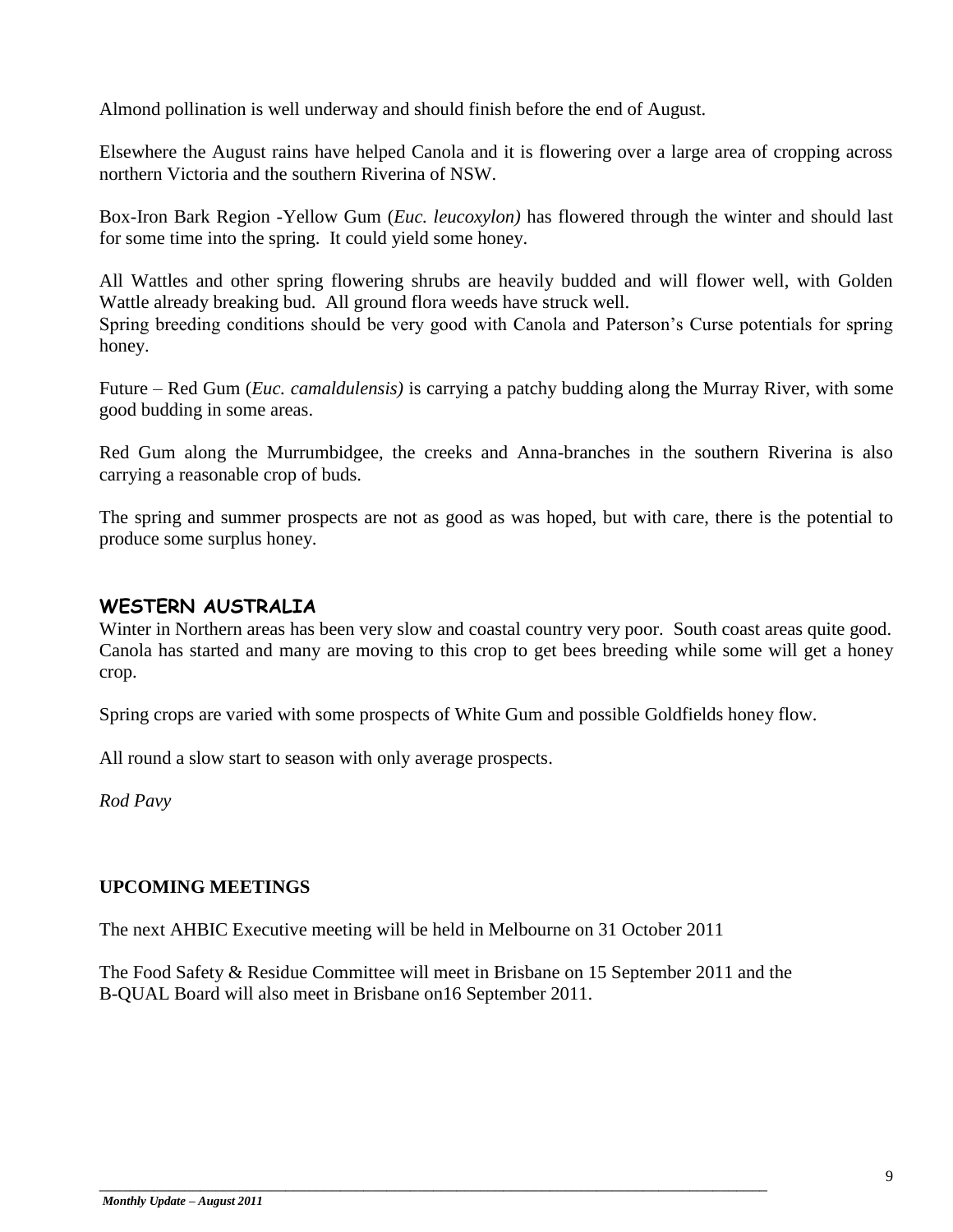Almond pollination is well underway and should finish before the end of August.

Elsewhere the August rains have helped Canola and it is flowering over a large area of cropping across northern Victoria and the southern Riverina of NSW.

Box-Iron Bark Region -Yellow Gum (*Euc. leucoxylon)* has flowered through the winter and should last for some time into the spring. It could yield some honey.

All Wattles and other spring flowering shrubs are heavily budded and will flower well, with Golden Wattle already breaking bud. All ground flora weeds have struck well.
Spring breeding conditions should be very good with Canola and Paterson's Curse potentials for spring honey.

Future – Red Gum (*Euc. camaldulensis)* is carrying a patchy budding along the Murray River, with some good budding in some areas.

Red Gum along the Murrumbidgee, the creeks and Anna-branches in the southern Riverina is also carrying a reasonable crop of buds.

The spring and summer prospects are not as good as was hoped, but with care, there is the potential to produce some surplus honey.

## WESTERN AUSTRALIA

Winter in Northern areas has been very slow and coastal country very poor. South coast areas quite good. Canola has started and many are moving to this crop to get bees breeding while some will get a honey crop.

Spring crops are varied with some prospects of White Gum and possible Goldfields honey flow.

All round a slow start to season with only average prospects.

*Rod Pavy*

## UPCOMING MEETINGS

The next AHBIC Executive meeting will be held in Melbourne on 31 October 2011

The Food Safety & Residue Committee will meet in Brisbane on 15 September 2011 and the B-QUAL Board will also meet in Brisbane on16 September 2011.